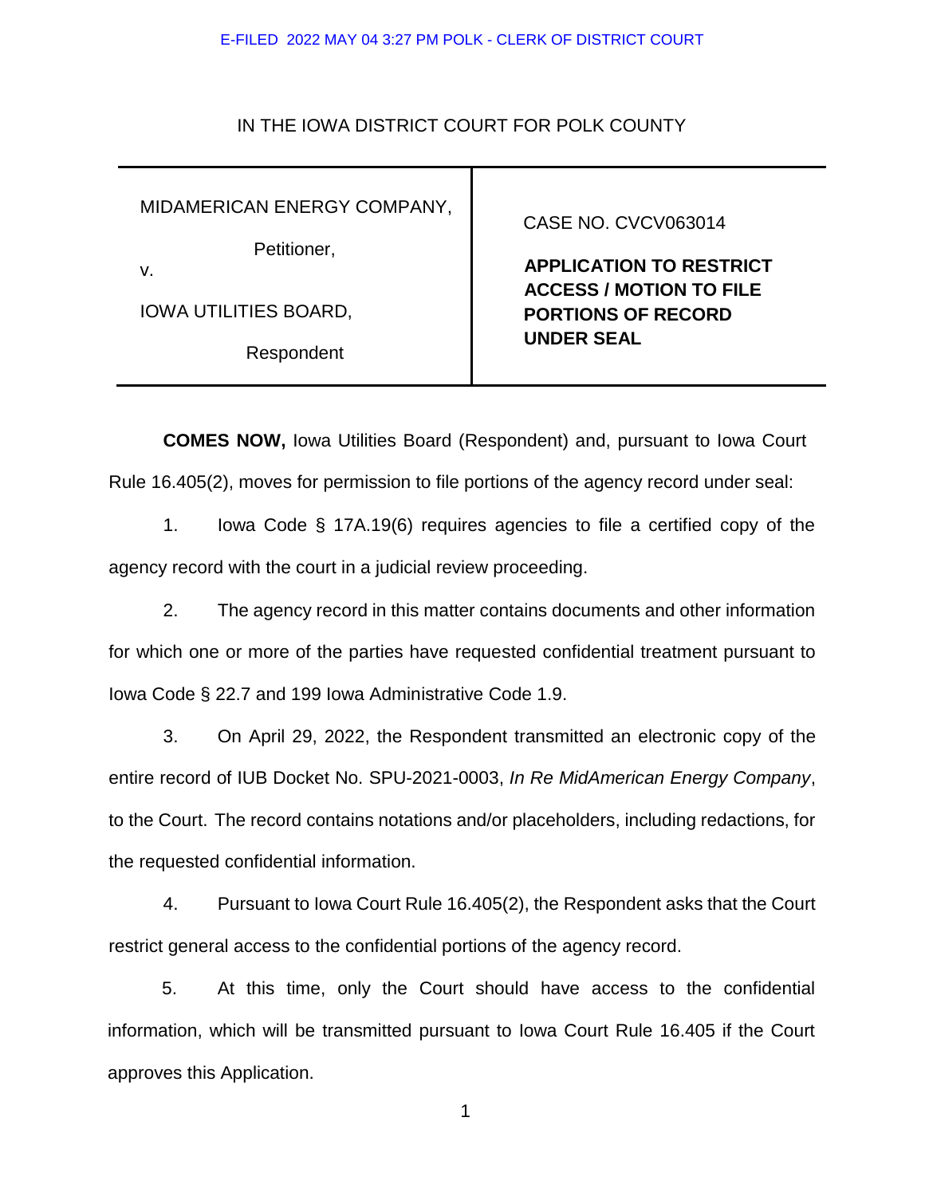E-FILED 2022 MAY 04 3:27 PM POLK - CLERK OF DISTRICT COURT

IN THE IOWA DISTRICT COURT FOR POLK COUNTY

| | |
|---|---|
| MIDAMERICAN ENERGY COMPANY,<br><br>Petitioner,<br><br>v.<br><br>IOWA UTILITIES BOARD,<br><br>Respondent | CASE NO. CVCV063014<br><br>**APPLICATION TO RESTRICT ACCESS / MOTION TO FILE PORTIONS OF RECORD UNDER SEAL** |

**COMES NOW,** Iowa Utilities Board (Respondent) and, pursuant to Iowa Court Rule 16.405(2), moves for permission to file portions of the agency record under seal:

1. Iowa Code § 17A.19(6) requires agencies to file a certified copy of the agency record with the court in a judicial review proceeding.

2. The agency record in this matter contains documents and other information for which one or more of the parties have requested confidential treatment pursuant to Iowa Code § 22.7 and 199 Iowa Administrative Code 1.9.

3. On April 29, 2022, the Respondent transmitted an electronic copy of the entire record of IUB Docket No. SPU-2021-0003, *In Re MidAmerican Energy Company*, to the Court. The record contains notations and/or placeholders, including redactions, for the requested confidential information.

4. Pursuant to Iowa Court Rule 16.405(2), the Respondent asks that the Court restrict general access to the confidential portions of the agency record.

5. At this time, only the Court should have access to the confidential information, which will be transmitted pursuant to Iowa Court Rule 16.405 if the Court approves this Application.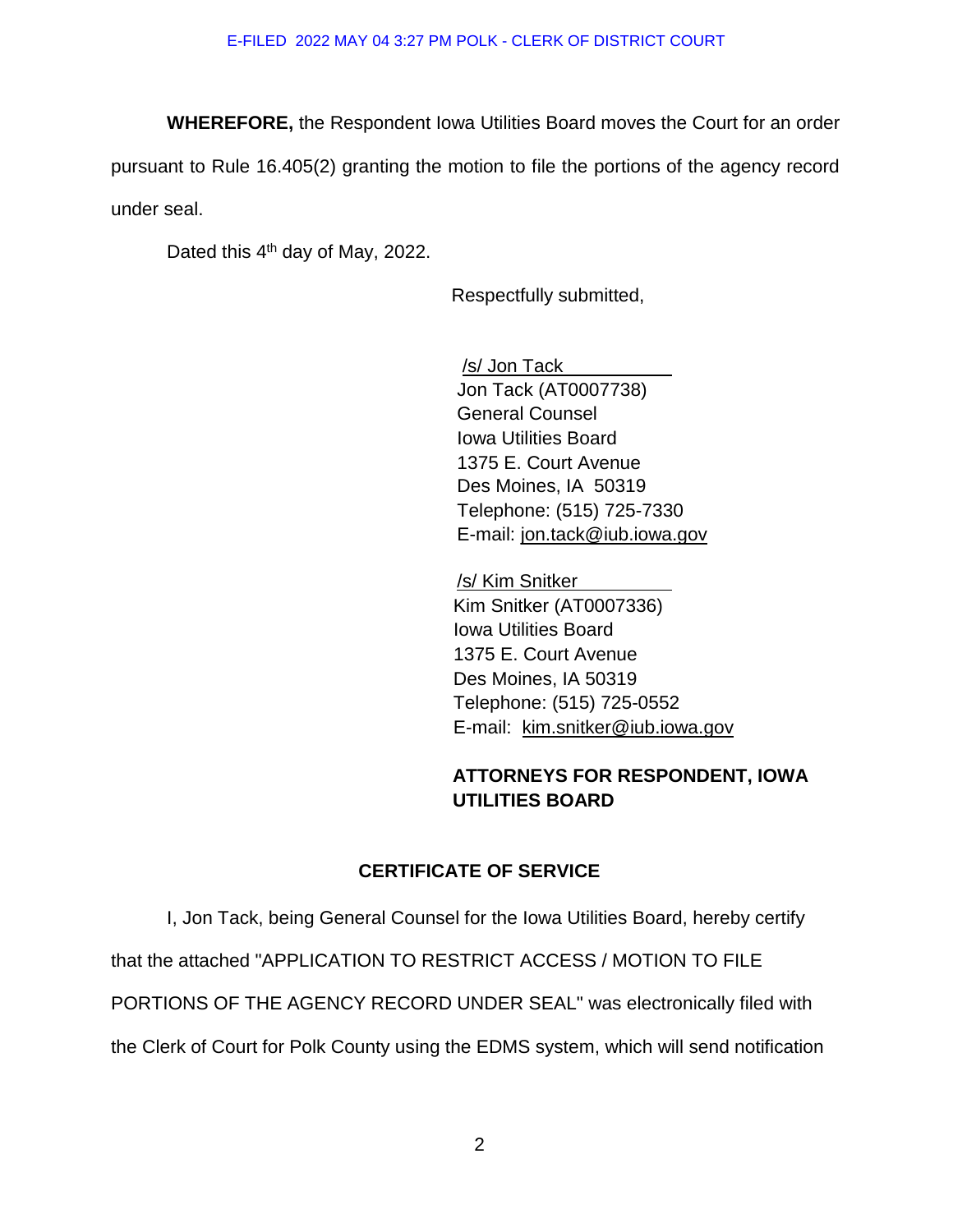**WHEREFORE,** the Respondent Iowa Utilities Board moves the Court for an order pursuant to Rule 16.405(2) granting the motion to file the portions of the agency record under seal.

Dated this 4th day of May, 2022.

Respectfully submitted,

/s/ Jon Tack
Jon Tack (AT0007738)
General Counsel
Iowa Utilities Board
1375 E. Court Avenue
Des Moines, IA 50319
Telephone: (515) 725-7330
E-mail: jon.tack@iub.iowa.gov

/s/ Kim Snitker
Kim Snitker (AT0007336)
Iowa Utilities Board
1375 E. Court Avenue
Des Moines, IA 50319
Telephone: (515) 725-0552
E-mail: kim.snitker@iub.iowa.gov

**ATTORNEYS FOR RESPONDENT, IOWA UTILITIES BOARD**

**CERTIFICATE OF SERVICE**

I, Jon Tack, being General Counsel for the Iowa Utilities Board, hereby certify that the attached "APPLICATION TO RESTRICT ACCESS / MOTION TO FILE PORTIONS OF THE AGENCY RECORD UNDER SEAL" was electronically filed with the Clerk of Court for Polk County using the EDMS system, which will send notification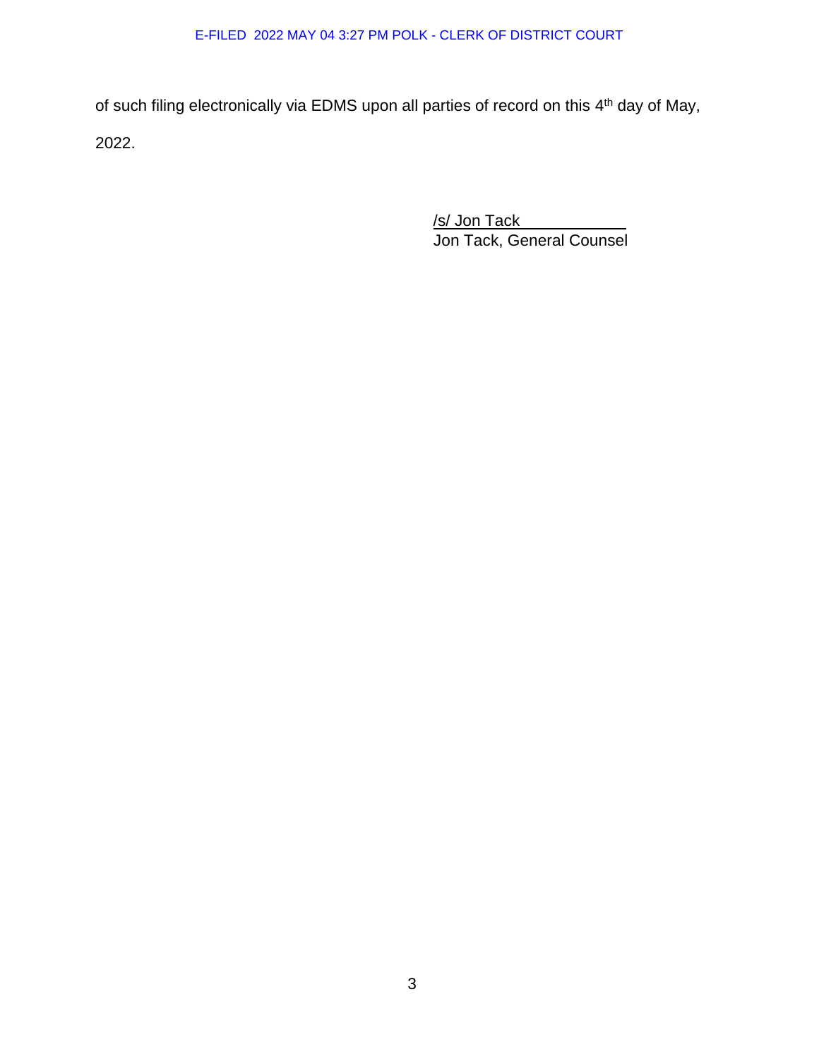of such filing electronically via EDMS upon all parties of record on this 4th day of May, 2022.

/s/ Jon Tack
Jon Tack, General Counsel